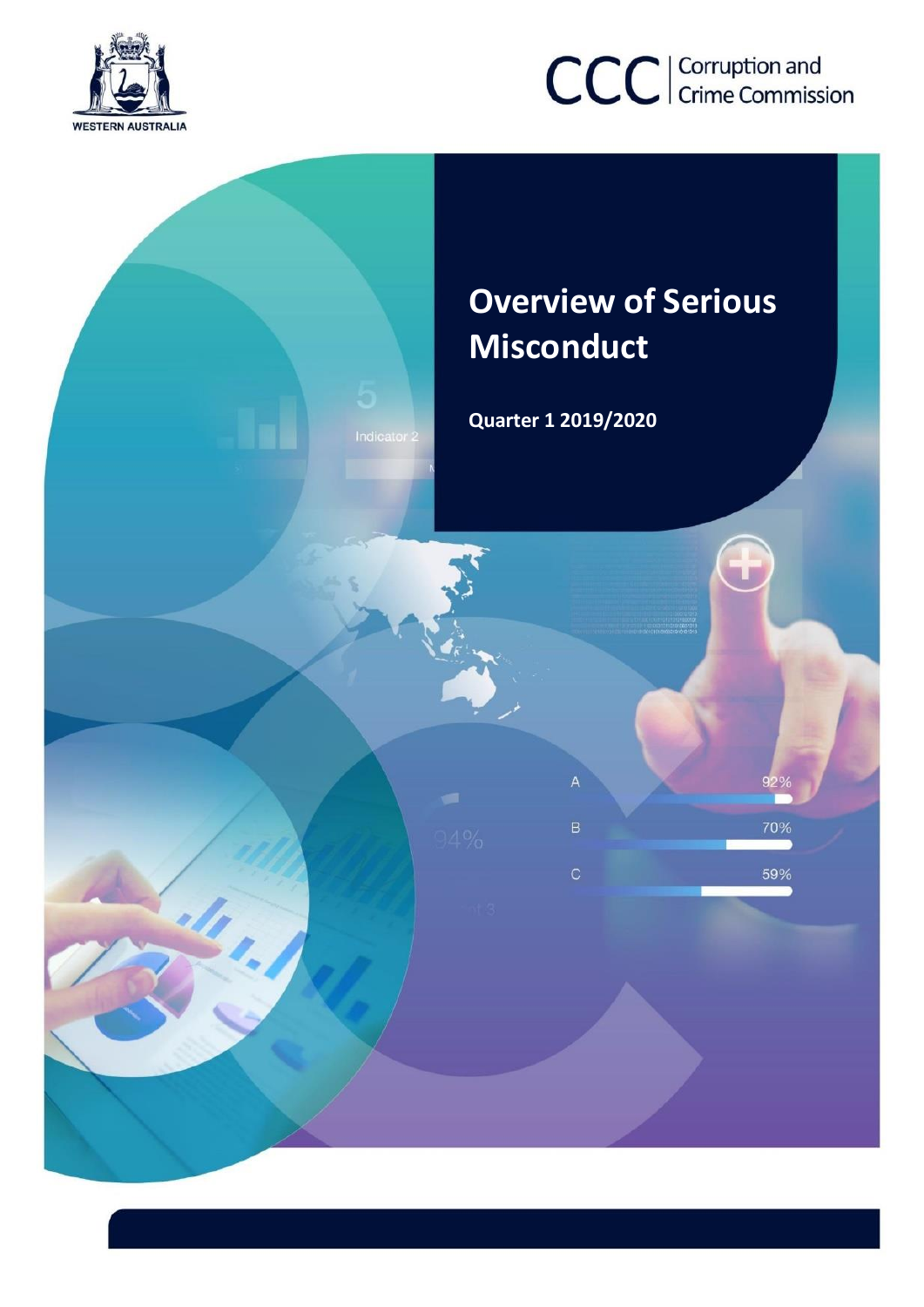WESTERN AUSTRALIA

CCC | Corruption and Crime Commission

# Overview of Serious Misconduct

**Quarter 1 2019/2020**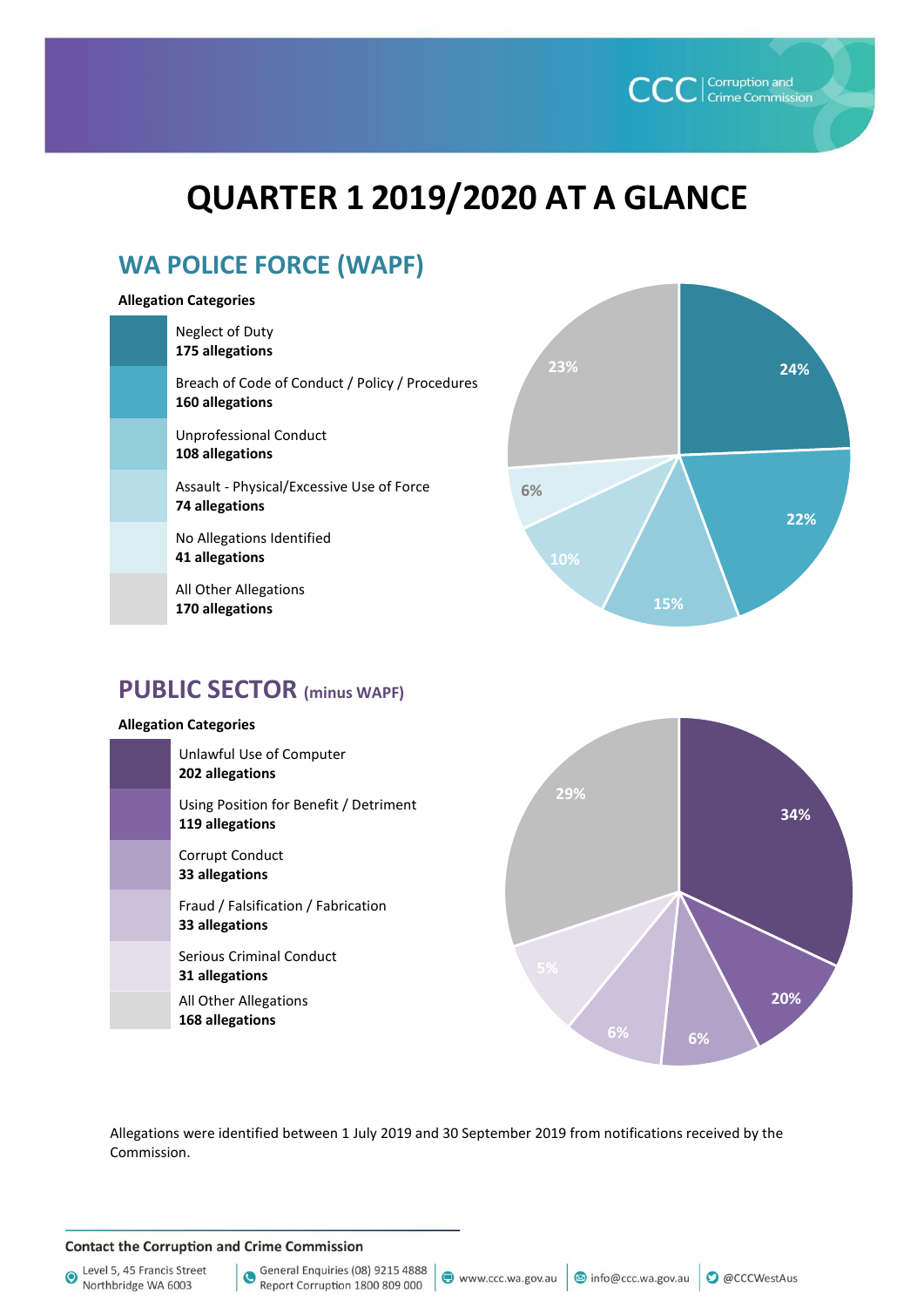# QUARTER 1 2019/2020 AT A GLANCE

## WA POLICE FORCE (WAPF)

**Allegation Categories**

- Neglect of Duty
  **175 allegations**
- Breach of Code of Conduct / Policy / Procedures
  **160 allegations**
- Unprofessional Conduct
  **108 allegations**
- Assault - Physical/Excessive Use of Force
  **74 allegations**
- No Allegations Identified
  **41 allegations**
- All Other Allegations
  **170 allegations**

24% · 22% · 15% · 10% · 6% · 23%

## PUBLIC SECTOR (minus WAPF)

**Allegation Categories**

- Unlawful Use of Computer
  **202 allegations**
- Using Position for Benefit / Detriment
  **119 allegations**
- Corrupt Conduct
  **33 allegations**
- Fraud / Falsification / Fabrication
  **33 allegations**
- Serious Criminal Conduct
  **31 allegations**
- All Other Allegations
  **168 allegations**

34% · 20% · 6% · 6% · 5% · 29%

Allegations were identified between 1 July 2019 and 30 September 2019 from notifications received by the Commission.

**Contact the Corruption and Crime Commission**

Level 5, 45 Francis Street Northbridge WA 6003 | General Enquiries (08) 9215 4888 Report Corruption 1800 809 000 | www.ccc.wa.gov.au | info@ccc.wa.gov.au | @CCCWestAus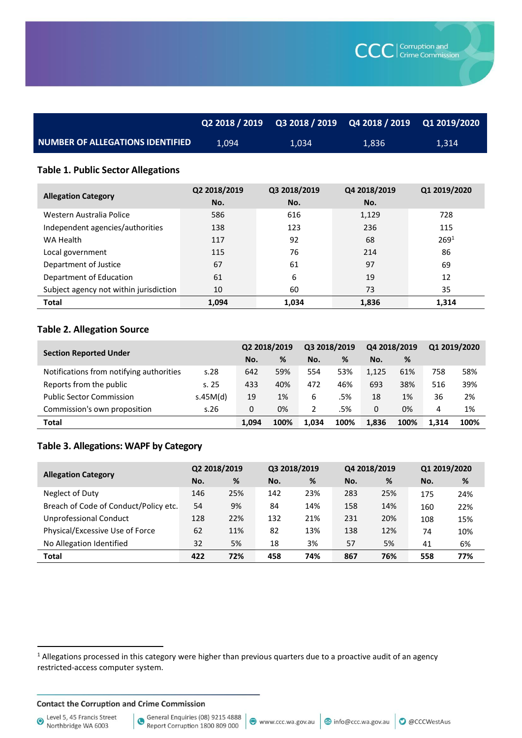| | Q2 2018 / 2019 | Q3 2018 / 2019 | Q4 2018 / 2019 | Q1 2019/2020 |
|---|---|---|---|---|
| **NUMBER OF ALLEGATIONS IDENTIFIED** | 1,094 | 1,034 | 1,836 | 1,314 |

### Table 1. Public Sector Allegations

| Allegation Category | Q2 2018/2019 | Q3 2018/2019 | Q4 2018/2019 | Q1 2019/2020 |
|---|---|---|---|---|
| | No. | No. | No. | |
| Western Australia Police | 586 | 616 | 1,129 | 728 |
| Independent agencies/authorities | 138 | 123 | 236 | 115 |
| WA Health | 117 | 92 | 68 | 269[1] |
| Local government | 115 | 76 | 214 | 86 |
| Department of Justice | 67 | 61 | 97 | 69 |
| Department of Education | 61 | 6 | 19 | 12 |
| Subject agency not within jurisdiction | 10 | 60 | 73 | 35 |
| **Total** | **1,094** | **1,034** | **1,836** | **1,314** |

### Table 2. Allegation Source

| Section Reported Under | | Q2 2018/2019 | | Q3 2018/2019 | | Q4 2018/2019 | | Q1 2019/2020 | |
|---|---|---|---|---|---|---|---|---|---|
| | | No. | % | No. | % | No. | % | | |
| Notifications from notifying authorities | s.28 | 642 | 59% | 554 | 53% | 1,125 | 61% | 758 | 58% |
| Reports from the public | s. 25 | 433 | 40% | 472 | 46% | 693 | 38% | 516 | 39% |
| Public Sector Commission | s.45M(d) | 19 | 1% | 6 | .5% | 18 | 1% | 36 | 2% |
| Commission's own proposition | s.26 | 0 | 0% | 2 | .5% | 0 | 0% | 4 | 1% |
| **Total** | | **1,094** | **100%** | **1,034** | **100%** | **1,836** | **100%** | **1,314** | **100%** |

### Table 3. Allegations: WAPF by Category

| Allegation Category | Q2 2018/2019 | | Q3 2018/2019 | | Q4 2018/2019 | | Q1 2019/2020 | |
|---|---|---|---|---|---|---|---|---|
| | No. | % | No. | % | No. | % | No. | % |
| Neglect of Duty | 146 | 25% | 142 | 23% | 283 | 25% | 175 | 24% |
| Breach of Code of Conduct/Policy etc. | 54 | 9% | 84 | 14% | 158 | 14% | 160 | 22% |
| Unprofessional Conduct | 128 | 22% | 132 | 21% | 231 | 20% | 108 | 15% |
| Physical/Excessive Use of Force | 62 | 11% | 82 | 13% | 138 | 12% | 74 | 10% |
| No Allegation Identified | 32 | 5% | 18 | 3% | 57 | 5% | 41 | 6% |
| **Total** | **422** | **72%** | **458** | **74%** | **867** | **76%** | **558** | **77%** |

[1] Allegations processed in this category were higher than previous quarters due to a proactive audit of an agency restricted-access computer system.

**Contact the Corruption and Crime Commission**

Level 5, 45 Francis Street Northbridge WA 6003 | General Enquiries (08) 9215 4888 Report Corruption 1800 809 000 | www.ccc.wa.gov.au | info@ccc.wa.gov.au | @CCCWestAus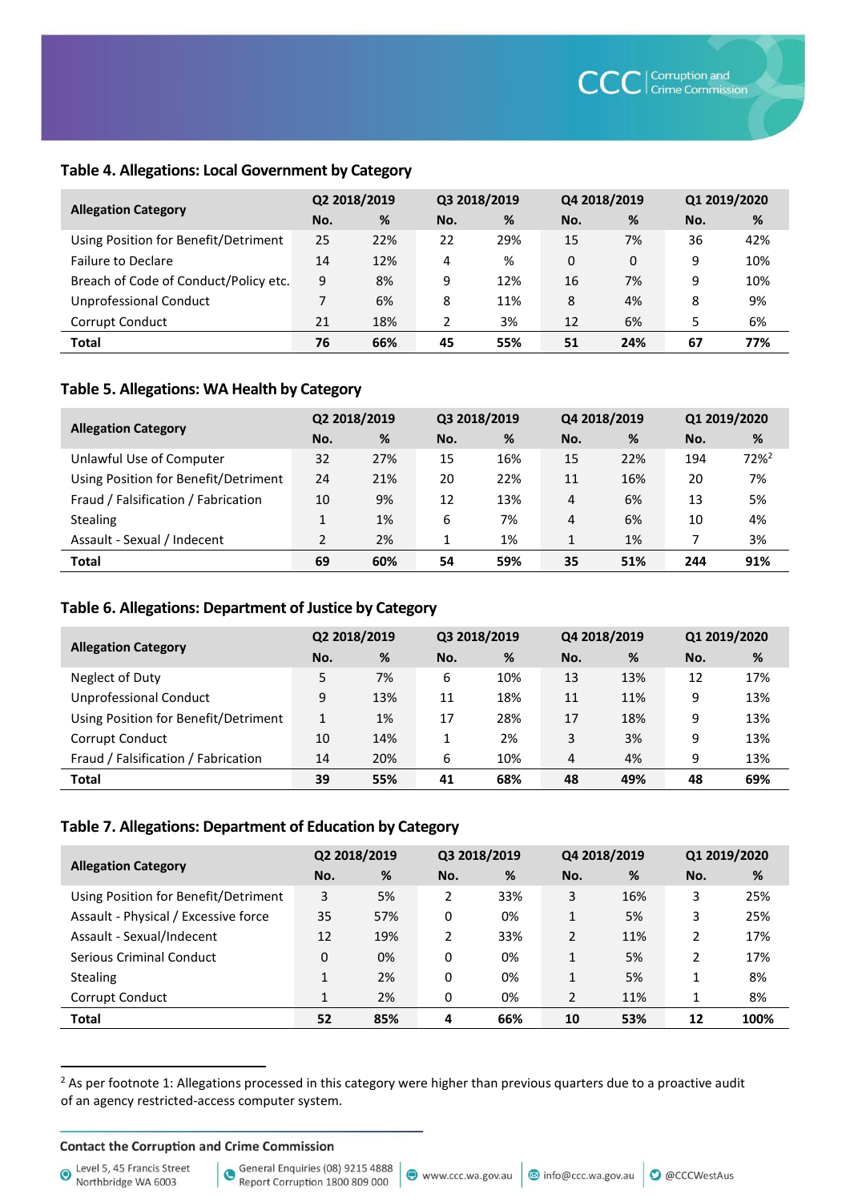### Table 4. Allegations: Local Government by Category

| Allegation Category | Q2 2018/2019 | | Q3 2018/2019 | | Q4 2018/2019 | | Q1 2019/2020 | |
|---|---|---|---|---|---|---|---|---|
| | No. | % | No. | % | No. | % | No. | % |
| Using Position for Benefit/Detriment | 25 | 22% | 22 | 29% | 15 | 7% | 36 | 42% |
| Failure to Declare | 14 | 12% | 4 | % | 0 | 0 | 9 | 10% |
| Breach of Code of Conduct/Policy etc. | 9 | 8% | 9 | 12% | 16 | 7% | 9 | 10% |
| Unprofessional Conduct | 7 | 6% | 8 | 11% | 8 | 4% | 8 | 9% |
| Corrupt Conduct | 21 | 18% | 2 | 3% | 12 | 6% | 5 | 6% |
| **Total** | **76** | **66%** | **45** | **55%** | **51** | **24%** | **67** | **77%** |

### Table 5. Allegations: WA Health by Category

| Allegation Category | Q2 2018/2019 | | Q3 2018/2019 | | Q4 2018/2019 | | Q1 2019/2020 | |
|---|---|---|---|---|---|---|---|---|
| | No. | % | No. | % | No. | % | No. | % |
| Unlawful Use of Computer | 32 | 27% | 15 | 16% | 15 | 22% | 194 | 72%[2] |
| Using Position for Benefit/Detriment | 24 | 21% | 20 | 22% | 11 | 16% | 20 | 7% |
| Fraud / Falsification / Fabrication | 10 | 9% | 12 | 13% | 4 | 6% | 13 | 5% |
| Stealing | 1 | 1% | 6 | 7% | 4 | 6% | 10 | 4% |
| Assault - Sexual / Indecent | 2 | 2% | 1 | 1% | 1 | 1% | 7 | 3% |
| **Total** | **69** | **60%** | **54** | **59%** | **35** | **51%** | **244** | **91%** |

### Table 6. Allegations: Department of Justice by Category

| Allegation Category | Q2 2018/2019 | | Q3 2018/2019 | | Q4 2018/2019 | | Q1 2019/2020 | |
|---|---|---|---|---|---|---|---|---|
| | No. | % | No. | % | No. | % | No. | % |
| Neglect of Duty | 5 | 7% | 6 | 10% | 13 | 13% | 12 | 17% |
| Unprofessional Conduct | 9 | 13% | 11 | 18% | 11 | 11% | 9 | 13% |
| Using Position for Benefit/Detriment | 1 | 1% | 17 | 28% | 17 | 18% | 9 | 13% |
| Corrupt Conduct | 10 | 14% | 1 | 2% | 3 | 3% | 9 | 13% |
| Fraud / Falsification / Fabrication | 14 | 20% | 6 | 10% | 4 | 4% | 9 | 13% |
| **Total** | **39** | **55%** | **41** | **68%** | **48** | **49%** | **48** | **69%** |

### Table 7. Allegations: Department of Education by Category

| Allegation Category | Q2 2018/2019 | | Q3 2018/2019 | | Q4 2018/2019 | | Q1 2019/2020 | |
|---|---|---|---|---|---|---|---|---|
| | No. | % | No. | % | No. | % | No. | % |
| Using Position for Benefit/Detriment | 3 | 5% | 2 | 33% | 3 | 16% | 3 | 25% |
| Assault - Physical / Excessive force | 35 | 57% | 0 | 0% | 1 | 5% | 3 | 25% |
| Assault - Sexual/Indecent | 12 | 19% | 2 | 33% | 2 | 11% | 2 | 17% |
| Serious Criminal Conduct | 0 | 0% | 0 | 0% | 1 | 5% | 2 | 17% |
| Stealing | 1 | 2% | 0 | 0% | 1 | 5% | 1 | 8% |
| Corrupt Conduct | 1 | 2% | 0 | 0% | 2 | 11% | 1 | 8% |
| **Total** | **52** | **85%** | **4** | **66%** | **10** | **53%** | **12** | **100%** |

[2] As per footnote 1: Allegations processed in this category were higher than previous quarters due to a proactive audit of an agency restricted-access computer system.

**Contact the Corruption and Crime Commission**

Level 5, 45 Francis Street Northbridge WA 6003 | General Enquiries (08) 9215 4888 Report Corruption 1800 809 000 | www.ccc.wa.gov.au | info@ccc.wa.gov.au | @CCCWestAus